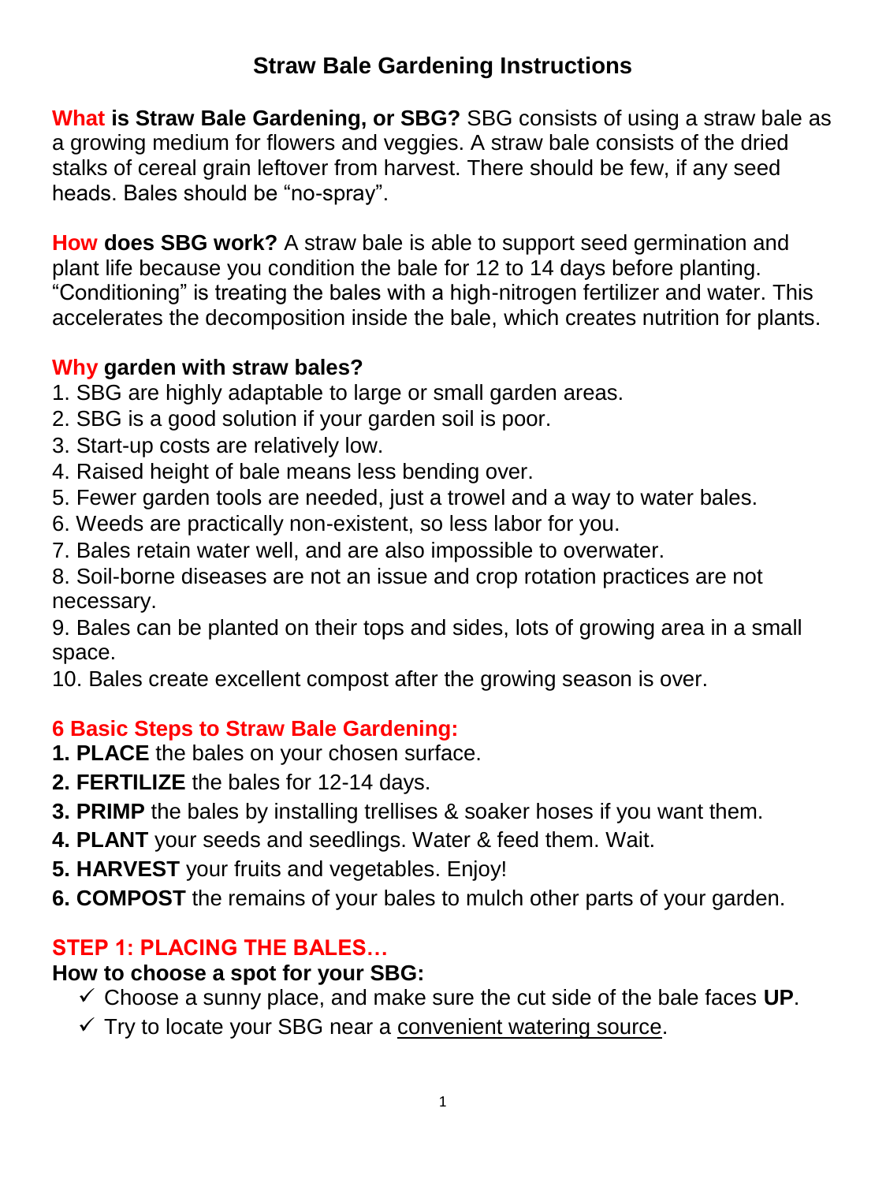# Straw Bale Gardening Instructions

**What is Straw Bale Gardening, or SBG?** SBG consists of using a straw bale as a growing medium for flowers and veggies. A straw bale consists of the dried stalks of cereal grain leftover from harvest. There should be few, if any seed heads. Bales should be "no-spray".

**How does SBG work?** A straw bale is able to support seed germination and plant life because you condition the bale for 12 to 14 days before planting. "Conditioning" is treating the bales with a high-nitrogen fertilizer and water. This accelerates the decomposition inside the bale, which creates nutrition for plants.

## Why garden with straw bales?

1. SBG are highly adaptable to large or small garden areas.
2. SBG is a good solution if your garden soil is poor.
3. Start-up costs are relatively low.
4. Raised height of bale means less bending over.
5. Fewer garden tools are needed, just a trowel and a way to water bales.
6. Weeds are practically non-existent, so less labor for you.
7. Bales retain water well, and are also impossible to overwater.
8. Soil-borne diseases are not an issue and crop rotation practices are not necessary.
9. Bales can be planted on their tops and sides, lots of growing area in a small space.
10. Bales create excellent compost after the growing season is over.

## 6 Basic Steps to Straw Bale Gardening:

1. **PLACE** the bales on your chosen surface.
2. **FERTILIZE** the bales for 12-14 days.
3. **PRIMP** the bales by installing trellises & soaker hoses if you want them.
4. **PLANT** your seeds and seedlings. Water & feed them. Wait.
5. **HARVEST** your fruits and vegetables. Enjoy!
6. **COMPOST** the remains of your bales to mulch other parts of your garden.

## STEP 1: PLACING THE BALES…

**How to choose a spot for your SBG:**

- ✓ Choose a sunny place, and make sure the cut side of the bale faces **UP**.
- ✓ Try to locate your SBG near a convenient watering source.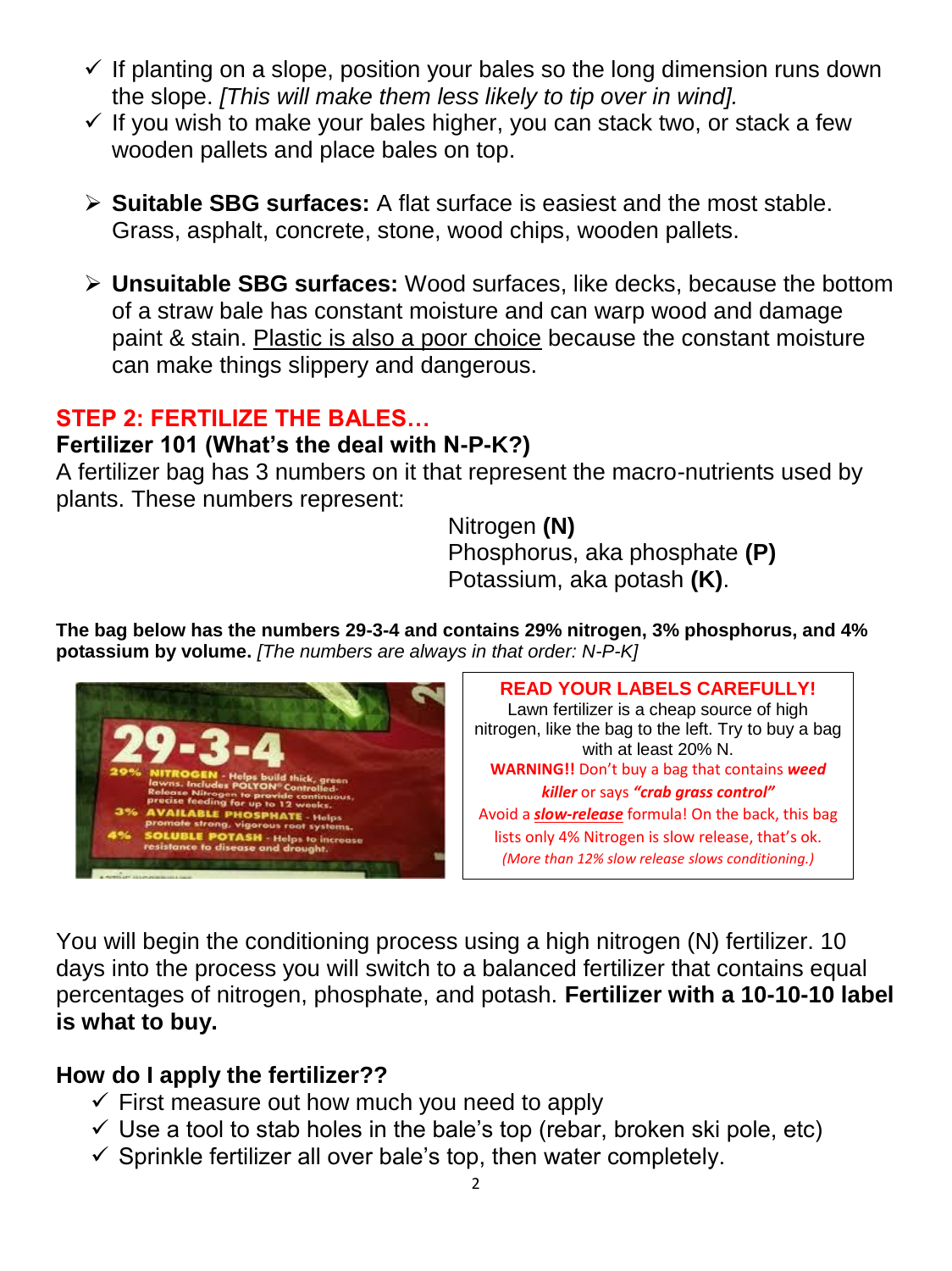- ✓ If planting on a slope, position your bales so the long dimension runs down the slope. *[This will make them less likely to tip over in wind].*
- ✓ If you wish to make your bales higher, you can stack two, or stack a few wooden pallets and place bales on top.

- **Suitable SBG surfaces:** A flat surface is easiest and the most stable. Grass, asphalt, concrete, stone, wood chips, wooden pallets.

- **Unsuitable SBG surfaces:** Wood surfaces, like decks, because the bottom of a straw bale has constant moisture and can warp wood and damage paint & stain. Plastic is also a poor choice because the constant moisture can make things slippery and dangerous.

## STEP 2: FERTILIZE THE BALES…

### Fertilizer 101 (What's the deal with N-P-K?)

A fertilizer bag has 3 numbers on it that represent the macro-nutrients used by plants. These numbers represent:

Nitrogen **(N)**
Phosphorus, aka phosphate **(P)**
Potassium, aka potash **(K)**.

**The bag below has the numbers 29-3-4 and contains 29% nitrogen, 3% phosphorus, and 4% potassium by volume.** *[The numbers are always in that order: N-P-K]*

**READ YOUR LABELS CAREFULLY!**
Lawn fertilizer is a cheap source of high nitrogen, like the bag to the left. Try to buy a bag with at least 20% N.
**WARNING!!** Don't buy a bag that contains ***weed killer*** or says ***"crab grass control"***
Avoid a ***slow-release*** formula! On the back, this bag lists only 4% Nitrogen is slow release, that's ok.
*(More than 12% slow release slows conditioning.)*

You will begin the conditioning process using a high nitrogen (N) fertilizer. 10 days into the process you will switch to a balanced fertilizer that contains equal percentages of nitrogen, phosphate, and potash. **Fertilizer with a 10-10-10 label is what to buy.**

### How do I apply the fertilizer??

- ✓ First measure out how much you need to apply
- ✓ Use a tool to stab holes in the bale's top (rebar, broken ski pole, etc)
- ✓ Sprinkle fertilizer all over bale's top, then water completely.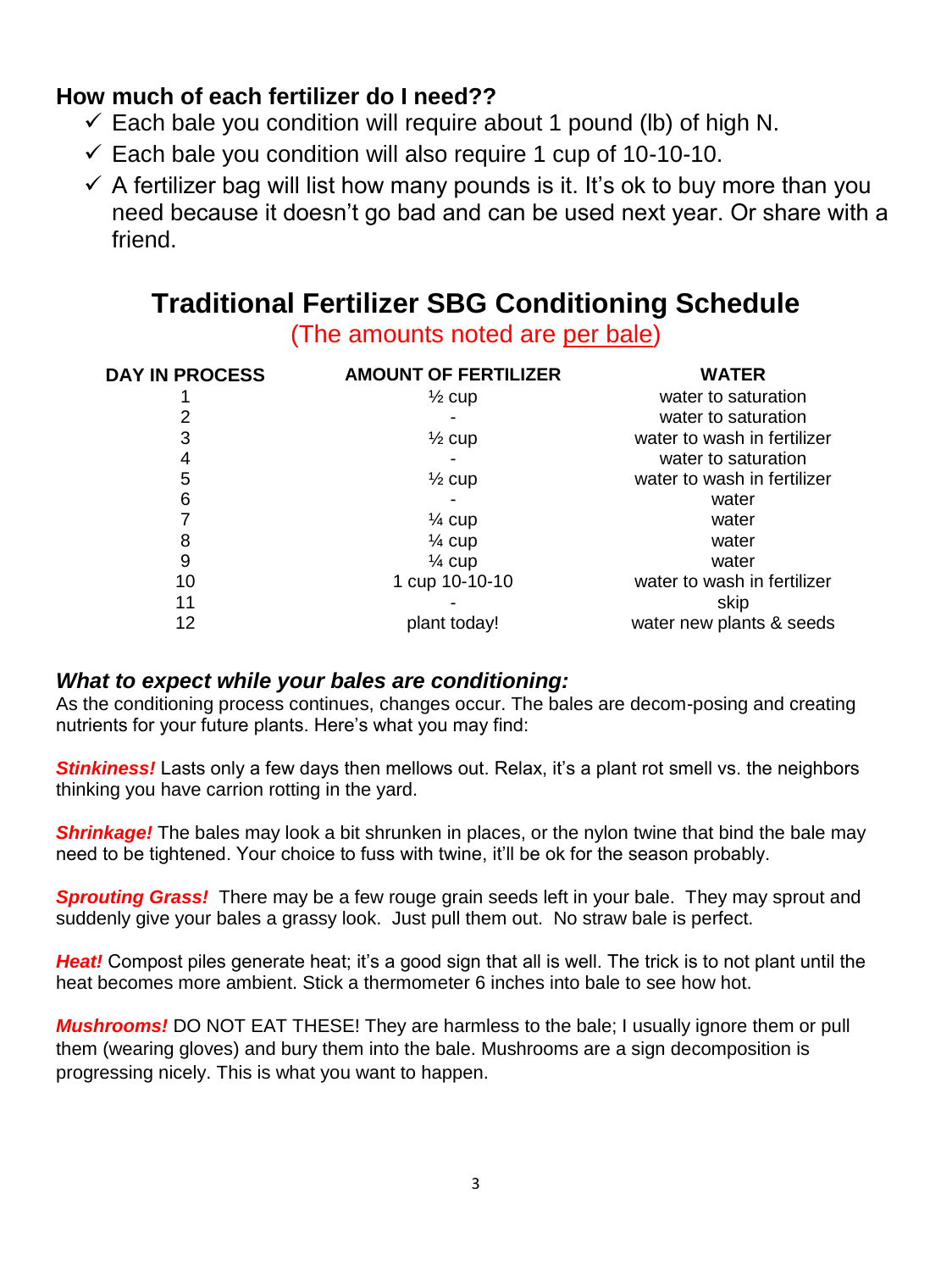### How much of each fertilizer do I need??

- ✓ Each bale you condition will require about 1 pound (lb) of high N.
- ✓ Each bale you condition will also require 1 cup of 10-10-10.
- ✓ A fertilizer bag will list how many pounds is it. It's ok to buy more than you need because it doesn't go bad and can be used next year. Or share with a friend.

## Traditional Fertilizer SBG Conditioning Schedule

(The amounts noted are per bale)

| DAY IN PROCESS | AMOUNT OF FERTILIZER | WATER |
|---|---|---|
| 1 | ½ cup | water to saturation |
| 2 | - | water to saturation |
| 3 | ½ cup | water to wash in fertilizer |
| 4 | - | water to saturation |
| 5 | ½ cup | water to wash in fertilizer |
| 6 | - | water |
| 7 | ¼ cup | water |
| 8 | ¼ cup | water |
| 9 | ¼ cup | water |
| 10 | 1 cup 10-10-10 | water to wash in fertilizer |
| 11 | - | skip |
| 12 | plant today! | water new plants & seeds |

### *What to expect while your bales are conditioning:*

As the conditioning process continues, changes occur. The bales are decom-posing and creating nutrients for your future plants. Here's what you may find:

***Stinkiness!*** Lasts only a few days then mellows out. Relax, it's a plant rot smell vs. the neighbors thinking you have carrion rotting in the yard.

***Shrinkage!*** The bales may look a bit shrunken in places, or the nylon twine that bind the bale may need to be tightened. Your choice to fuss with twine, it'll be ok for the season probably.

***Sprouting Grass!*** There may be a few rouge grain seeds left in your bale. They may sprout and suddenly give your bales a grassy look. Just pull them out. No straw bale is perfect.

***Heat!*** Compost piles generate heat; it's a good sign that all is well. The trick is to not plant until the heat becomes more ambient. Stick a thermometer 6 inches into bale to see how hot.

***Mushrooms!*** DO NOT EAT THESE! They are harmless to the bale; I usually ignore them or pull them (wearing gloves) and bury them into the bale. Mushrooms are a sign decomposition is progressing nicely. This is what you want to happen.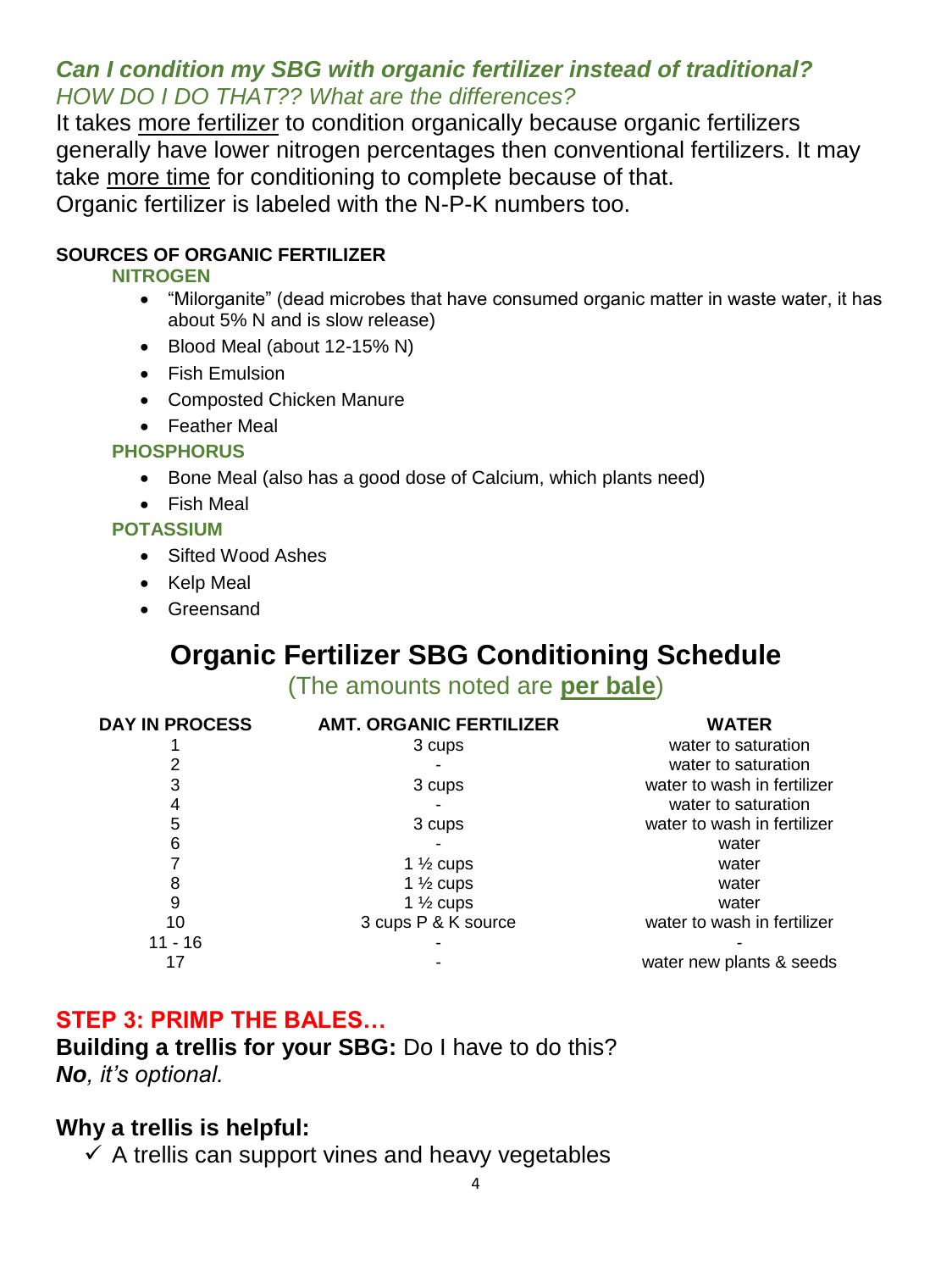### ***Can I condition my SBG with organic fertilizer instead of traditional?***
*HOW DO I DO THAT?? What are the differences?*

It takes more fertilizer to condition organically because organic fertilizers generally have lower nitrogen percentages then conventional fertilizers. It may take more time for conditioning to complete because of that.
Organic fertilizer is labeled with the N-P-K numbers too.

**SOURCES OF ORGANIC FERTILIZER**

**NITROGEN**

- "Milorganite" (dead microbes that have consumed organic matter in waste water, it has about 5% N and is slow release)
- Blood Meal (about 12-15% N)
- Fish Emulsion
- Composted Chicken Manure
- Feather Meal

**PHOSPHORUS**

- Bone Meal (also has a good dose of Calcium, which plants need)
- Fish Meal

**POTASSIUM**

- Sifted Wood Ashes
- Kelp Meal
- Greensand

# Organic Fertilizer SBG Conditioning Schedule

(The amounts noted are **per bale**)

| DAY IN PROCESS | AMT. ORGANIC FERTILIZER | WATER |
|---|---|---|
| 1 | 3 cups | water to saturation |
| 2 | - | water to saturation |
| 3 | 3 cups | water to wash in fertilizer |
| 4 | - | water to saturation |
| 5 | 3 cups | water to wash in fertilizer |
| 6 | - | water |
| 7 | 1 ½ cups | water |
| 8 | 1 ½ cups | water |
| 9 | 1 ½ cups | water |
| 10 | 3 cups P & K source | water to wash in fertilizer |
| 11 - 16 | - | - |
| 17 | - | water new plants & seeds |

## STEP 3: PRIMP THE BALES…

**Building a trellis for your SBG:** Do I have to do this?
***No**, it's optional.*

### Why a trellis is helpful:

- ✓ A trellis can support vines and heavy vegetables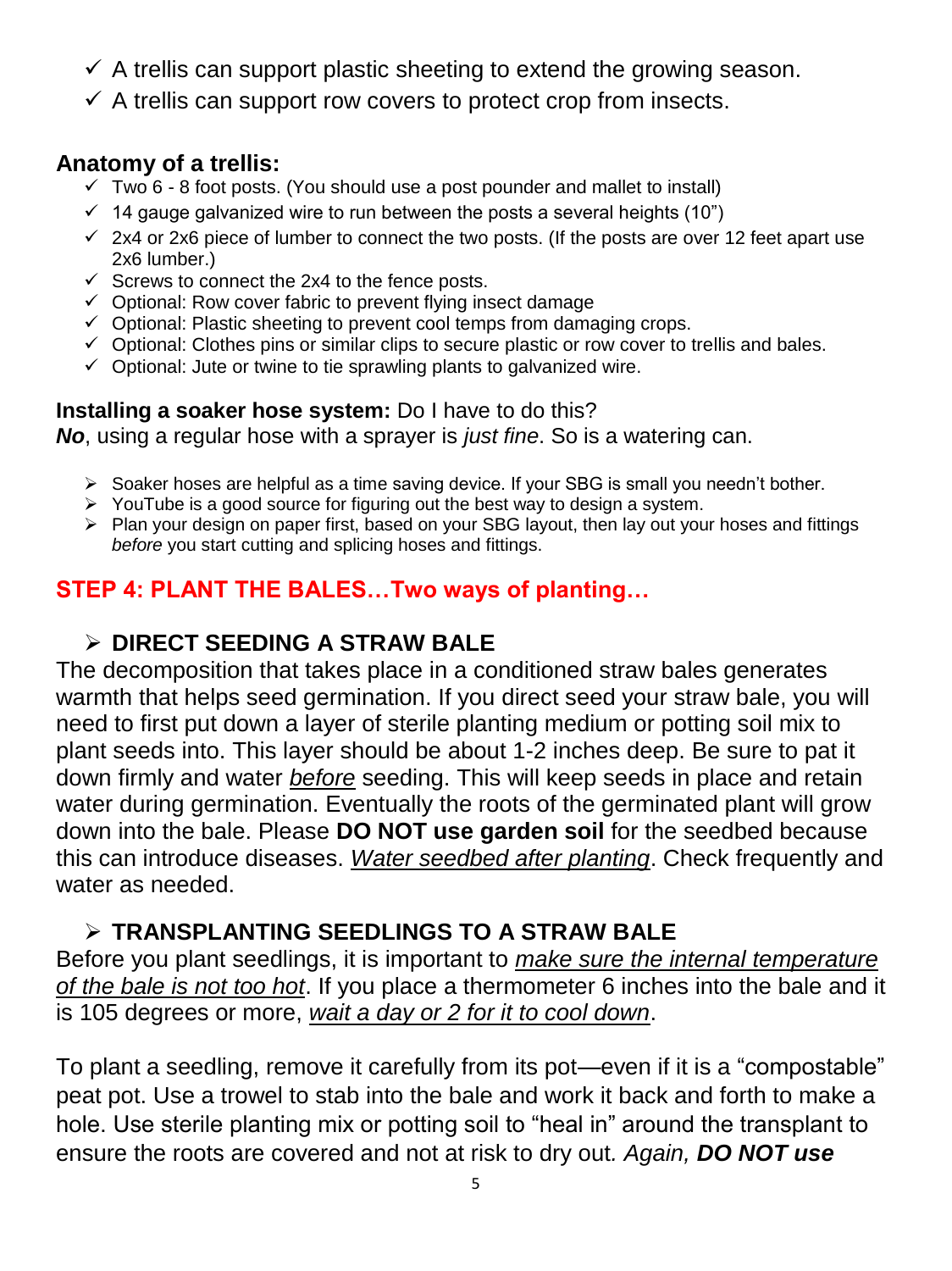- ✓ A trellis can support plastic sheeting to extend the growing season.
- ✓ A trellis can support row covers to protect crop from insects.

**Anatomy of a trellis:**

- ✓ Two 6 - 8 foot posts. (You should use a post pounder and mallet to install)
- ✓ 14 gauge galvanized wire to run between the posts a several heights (10")
- ✓ 2x4 or 2x6 piece of lumber to connect the two posts. (If the posts are over 12 feet apart use 2x6 lumber.)
- ✓ Screws to connect the 2x4 to the fence posts.
- ✓ Optional: Row cover fabric to prevent flying insect damage
- ✓ Optional: Plastic sheeting to prevent cool temps from damaging crops.
- ✓ Optional: Clothes pins or similar clips to secure plastic or row cover to trellis and bales.
- ✓ Optional: Jute or twine to tie sprawling plants to galvanized wire.

**Installing a soaker hose system:** Do I have to do this?
***No***, using a regular hose with a sprayer is *just fine*. So is a watering can.

- ➢ Soaker hoses are helpful as a time saving device. If your SBG is small you needn't bother.
- ➢ YouTube is a good source for figuring out the best way to design a system.
- ➢ Plan your design on paper first, based on your SBG layout, then lay out your hoses and fittings *before* you start cutting and splicing hoses and fittings.

## STEP 4: PLANT THE BALES…Two ways of planting…

### ➢ DIRECT SEEDING A STRAW BALE

The decomposition that takes place in a conditioned straw bales generates warmth that helps seed germination. If you direct seed your straw bale, you will need to first put down a layer of sterile planting medium or potting soil mix to plant seeds into. This layer should be about 1-2 inches deep. Be sure to pat it down firmly and water *before* seeding. This will keep seeds in place and retain water during germination. Eventually the roots of the germinated plant will grow down into the bale. Please **DO NOT use garden soil** for the seedbed because this can introduce diseases. *Water seedbed after planting*. Check frequently and water as needed.

### ➢ TRANSPLANTING SEEDLINGS TO A STRAW BALE

Before you plant seedlings, it is important to *make sure the internal temperature of the bale is not too hot*. If you place a thermometer 6 inches into the bale and it is 105 degrees or more, *wait a day or 2 for it to cool down*.

To plant a seedling, remove it carefully from its pot—even if it is a "compostable" peat pot. Use a trowel to stab into the bale and work it back and forth to make a hole. Use sterile planting mix or potting soil to "heal in" around the transplant to ensure the roots are covered and not at risk to dry out. *Again, **DO NOT use***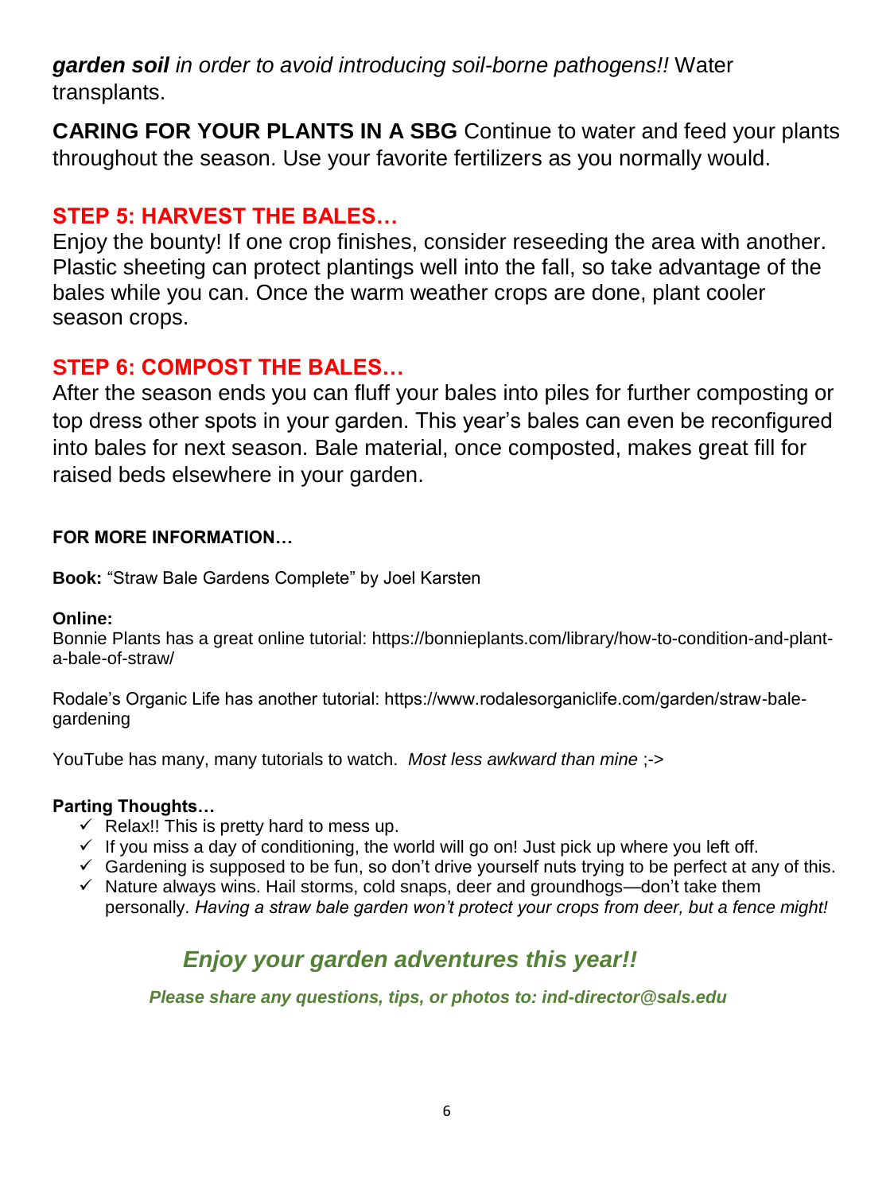***garden soil** in order to avoid introducing soil-borne pathogens!!* Water transplants.

**CARING FOR YOUR PLANTS IN A SBG** Continue to water and feed your plants throughout the season. Use your favorite fertilizers as you normally would.

## STEP 5: HARVEST THE BALES…

Enjoy the bounty! If one crop finishes, consider reseeding the area with another. Plastic sheeting can protect plantings well into the fall, so take advantage of the bales while you can. Once the warm weather crops are done, plant cooler season crops.

## STEP 6: COMPOST THE BALES…

After the season ends you can fluff your bales into piles for further composting or top dress other spots in your garden. This year's bales can even be reconfigured into bales for next season. Bale material, once composted, makes great fill for raised beds elsewhere in your garden.

**FOR MORE INFORMATION…**

**Book:** "Straw Bale Gardens Complete" by Joel Karsten

**Online:**
Bonnie Plants has a great online tutorial: https://bonnieplants.com/library/how-to-condition-and-plant-a-bale-of-straw/

Rodale's Organic Life has another tutorial: https://www.rodalesorganiclife.com/garden/straw-bale-gardening

YouTube has many, many tutorials to watch. *Most less awkward than mine* ;->

**Parting Thoughts…**

- ✓ Relax!! This is pretty hard to mess up.
- ✓ If you miss a day of conditioning, the world will go on! Just pick up where you left off.
- ✓ Gardening is supposed to be fun, so don't drive yourself nuts trying to be perfect at any of this.
- ✓ Nature always wins. Hail storms, cold snaps, deer and groundhogs—don't take them personally. *Having a straw bale garden won't protect your crops from deer, but a fence might!*

***Enjoy your garden adventures this year!!***

***Please share any questions, tips, or photos to: ind-director@sals.edu***